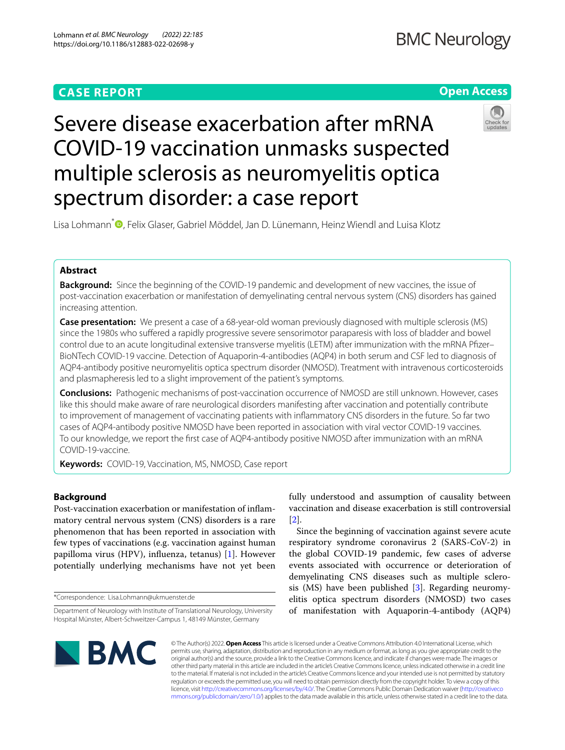**CASE REPORT** **Open Access**

# Severe disease exacerbation after mRNA COVID-19 vaccination unmasks suspected multiple sclerosis as neuromyelitis optica spectrum disorder: a case report

Lisa Lohmann*, Felix Glaser, Gabriel Möddel, Jan D. Lünemann, Heinz Wiendl and Luisa Klotz

## Abstract

**Background:** Since the beginning of the COVID-19 pandemic and development of new vaccines, the issue of post-vaccination exacerbation or manifestation of demyelinating central nervous system (CNS) disorders has gained increasing attention.

**Case presentation:** We present a case of a 68-year-old woman previously diagnosed with multiple sclerosis (MS) since the 1980s who suffered a rapidly progressive severe sensorimotor paraparesis with loss of bladder and bowel control due to an acute longitudinal extensive transverse myelitis (LETM) after immunization with the mRNA Pfizer–BioNTech COVID-19 vaccine. Detection of Aquaporin-4-antibodies (AQP4) in both serum and CSF led to diagnosis of AQP4-antibody positive neuromyelitis optica spectrum disorder (NMOSD). Treatment with intravenous corticosteroids and plasmapheresis led to a slight improvement of the patient's symptoms.

**Conclusions:** Pathogenic mechanisms of post-vaccination occurrence of NMOSD are still unknown. However, cases like this should make aware of rare neurological disorders manifesting after vaccination and potentially contribute to improvement of management of vaccinating patients with inflammatory CNS disorders in the future. So far two cases of AQP4-antibody positive NMOSD have been reported in association with viral vector COVID-19 vaccines. To our knowledge, we report the first case of AQP4-antibody positive NMOSD after immunization with an mRNA COVID-19-vaccine.

**Keywords:** COVID-19, Vaccination, MS, NMOSD, Case report

## Background

Post-vaccination exacerbation or manifestation of inflammatory central nervous system (CNS) disorders is a rare phenomenon that has been reported in association with few types of vaccinations (e.g. vaccination against human papilloma virus (HPV), influenza, tetanus) [1]. However potentially underlying mechanisms have not yet been fully understood and assumption of causality between vaccination and disease exacerbation is still controversial [2].

Since the beginning of vaccination against severe acute respiratory syndrome coronavirus 2 (SARS-CoV-2) in the global COVID-19 pandemic, few cases of adverse events associated with occurrence or deterioration of demyelinating CNS diseases such as multiple sclerosis (MS) have been published [3]. Regarding neuromyelitis optica spectrum disorders (NMOSD) two cases of manifestation with Aquaporin-4-antibody (AQP4)

*Correspondence: Lisa.Lohmann@ukmuenster.de

Department of Neurology with Institute of Translational Neurology, University Hospital Münster, Albert-Schweitzer-Campus 1, 48149 Münster, Germany

© The Author(s) 2022. **Open Access** This article is licensed under a Creative Commons Attribution 4.0 International License, which permits use, sharing, adaptation, distribution and reproduction in any medium or format, as long as you give appropriate credit to the original author(s) and the source, provide a link to the Creative Commons licence, and indicate if changes were made. The images or other third party material in this article are included in the article's Creative Commons licence, unless indicated otherwise in a credit line to the material. If material is not included in the article's Creative Commons licence and your intended use is not permitted by statutory regulation or exceeds the permitted use, you will need to obtain permission directly from the copyright holder. To view a copy of this licence, visit http://creativecommons.org/licenses/by/4.0/. The Creative Commons Public Domain Dedication waiver (http://creativecommons.org/publicdomain/zero/1.0/) applies to the data made available in this article, unless otherwise stated in a credit line to the data.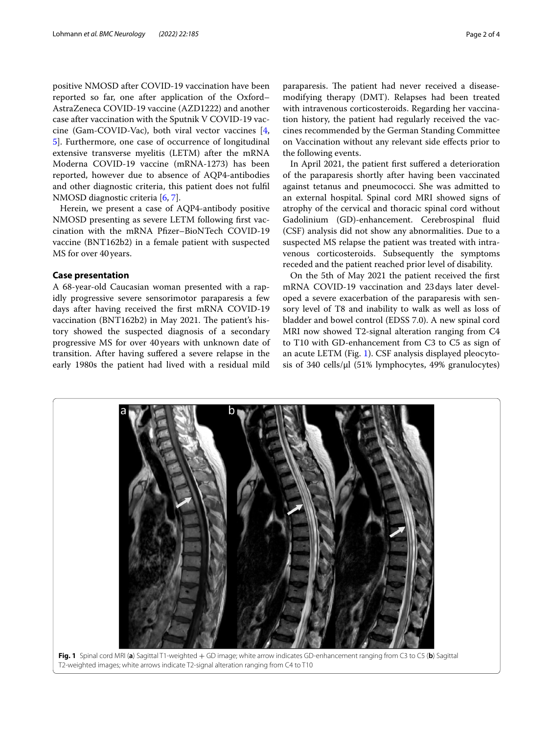positive NMOSD after COVID-19 vaccination have been reported so far, one after application of the Oxford–AstraZeneca COVID-19 vaccine (AZD1222) and another case after vaccination with the Sputnik V COVID-19 vaccine (Gam-COVID-Vac), both viral vector vaccines [4, 5]. Furthermore, one case of occurrence of longitudinal extensive transverse myelitis (LETM) after the mRNA Moderna COVID-19 vaccine (mRNA-1273) has been reported, however due to absence of AQP4-antibodies and other diagnostic criteria, this patient does not fulfil NMOSD diagnostic criteria [6, 7].

Herein, we present a case of AQP4-antibody positive NMOSD presenting as severe LETM following first vaccination with the mRNA Pfizer–BioNTech COVID-19 vaccine (BNT162b2) in a female patient with suspected MS for over 40 years.

## Case presentation

A 68-year-old Caucasian woman presented with a rapidly progressive severe sensorimotor paraparesis a few days after having received the first mRNA COVID-19 vaccination (BNT162b2) in May 2021. The patient's history showed the suspected diagnosis of a secondary progressive MS for over 40 years with unknown date of transition. After having suffered a severe relapse in the early 1980s the patient had lived with a residual mild paraparesis. The patient had never received a disease-modifying therapy (DMT). Relapses had been treated with intravenous corticosteroids. Regarding her vaccination history, the patient had regularly received the vaccines recommended by the German Standing Committee on Vaccination without any relevant side effects prior to the following events.

In April 2021, the patient first suffered a deterioration of the paraparesis shortly after having been vaccinated against tetanus and pneumococci. She was admitted to an external hospital. Spinal cord MRI showed signs of atrophy of the cervical and thoracic spinal cord without Gadolinium (GD)-enhancement. Cerebrospinal fluid (CSF) analysis did not show any abnormalities. Due to a suspected MS relapse the patient was treated with intravenous corticosteroids. Subsequently the symptoms receded and the patient reached prior level of disability.

On the 5th of May 2021 the patient received the first mRNA COVID-19 vaccination and 23 days later developed a severe exacerbation of the paraparesis with sensory level of T8 and inability to walk as well as loss of bladder and bowel control (EDSS 7.0). A new spinal cord MRI now showed T2-signal alteration ranging from C4 to T10 with GD-enhancement from C3 to C5 as sign of an acute LETM (Fig. 1). CSF analysis displayed pleocytosis of 340 cells/μl (51% lymphocytes, 49% granulocytes)

**Fig. 1** Spinal cord MRI (**a**) Sagittal T1-weighted + GD image; white arrow indicates GD-enhancement ranging from C3 to C5 (**b**) Sagittal T2-weighted images; white arrows indicate T2-signal alteration ranging from C4 to T10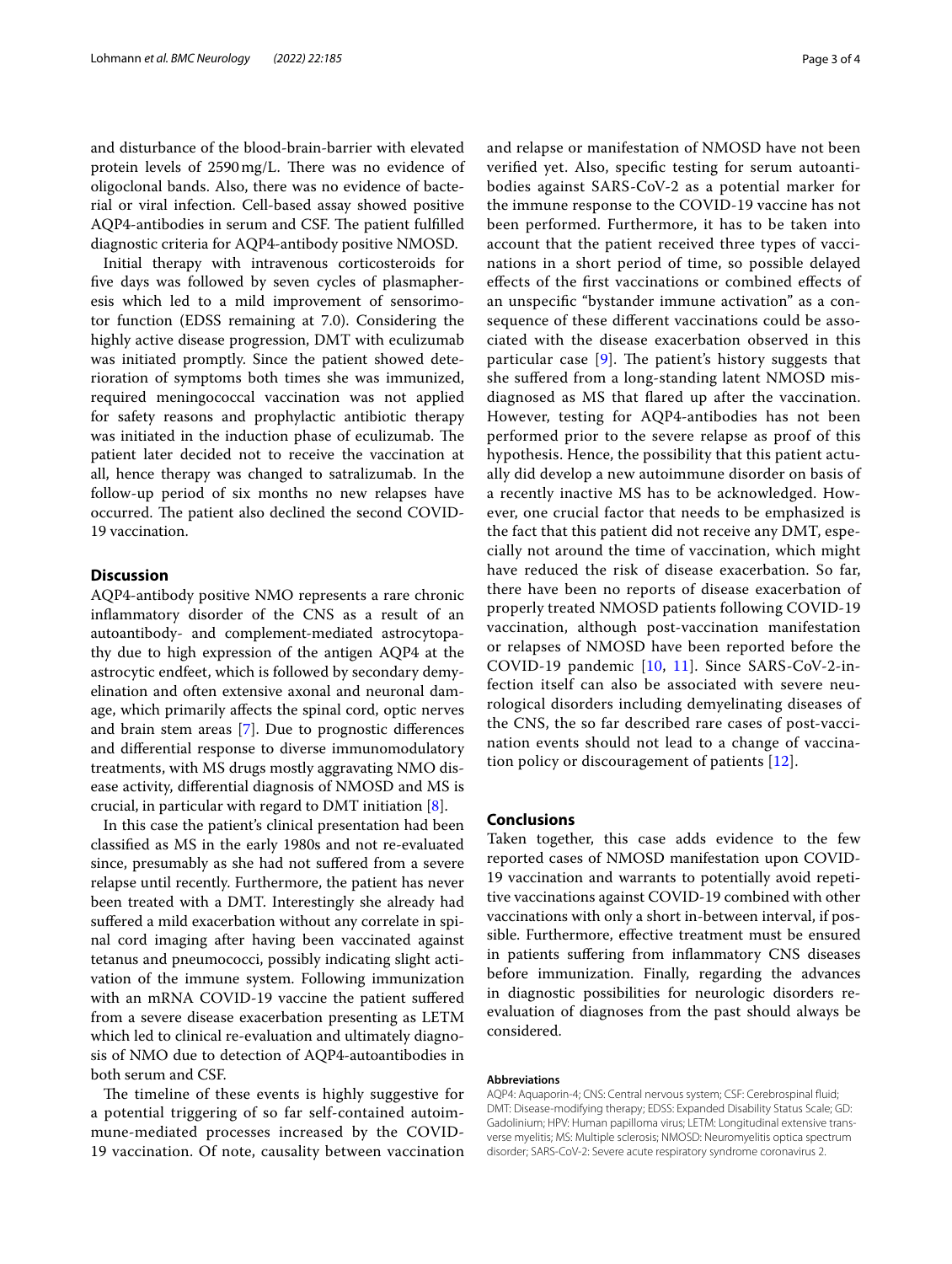and disturbance of the blood-brain-barrier with elevated protein levels of 2590 mg/L. There was no evidence of oligoclonal bands. Also, there was no evidence of bacterial or viral infection. Cell-based assay showed positive AQP4-antibodies in serum and CSF. The patient fulfilled diagnostic criteria for AQP4-antibody positive NMOSD.

Initial therapy with intravenous corticosteroids for five days was followed by seven cycles of plasmapheresis which led to a mild improvement of sensorimotor function (EDSS remaining at 7.0). Considering the highly active disease progression, DMT with eculizumab was initiated promptly. Since the patient showed deterioration of symptoms both times she was immunized, required meningococcal vaccination was not applied for safety reasons and prophylactic antibiotic therapy was initiated in the induction phase of eculizumab. The patient later decided not to receive the vaccination at all, hence therapy was changed to satralizumab. In the follow-up period of six months no new relapses have occurred. The patient also declined the second COVID-19 vaccination.

## Discussion

AQP4-antibody positive NMO represents a rare chronic inflammatory disorder of the CNS as a result of an autoantibody- and complement-mediated astrocytopathy due to high expression of the antigen AQP4 at the astrocytic endfeet, which is followed by secondary demyelination and often extensive axonal and neuronal damage, which primarily affects the spinal cord, optic nerves and brain stem areas [7]. Due to prognostic differences and differential response to diverse immunomodulatory treatments, with MS drugs mostly aggravating NMO disease activity, differential diagnosis of NMOSD and MS is crucial, in particular with regard to DMT initiation [8].

In this case the patient's clinical presentation had been classified as MS in the early 1980s and not re-evaluated since, presumably as she had not suffered from a severe relapse until recently. Furthermore, the patient has never been treated with a DMT. Interestingly she already had suffered a mild exacerbation without any correlate in spinal cord imaging after having been vaccinated against tetanus and pneumococci, possibly indicating slight activation of the immune system. Following immunization with an mRNA COVID-19 vaccine the patient suffered from a severe disease exacerbation presenting as LETM which led to clinical re-evaluation and ultimately diagnosis of NMO due to detection of AQP4-autoantibodies in both serum and CSF.

The timeline of these events is highly suggestive for a potential triggering of so far self-contained autoimmune-mediated processes increased by the COVID-19 vaccination. Of note, causality between vaccination and relapse or manifestation of NMOSD have not been verified yet. Also, specific testing for serum autoantibodies against SARS-CoV-2 as a potential marker for the immune response to the COVID-19 vaccine has not been performed. Furthermore, it has to be taken into account that the patient received three types of vaccinations in a short period of time, so possible delayed effects of the first vaccinations or combined effects of an unspecific "bystander immune activation" as a consequence of these different vaccinations could be associated with the disease exacerbation observed in this particular case [9]. The patient's history suggests that she suffered from a long-standing latent NMOSD misdiagnosed as MS that flared up after the vaccination. However, testing for AQP4-antibodies has not been performed prior to the severe relapse as proof of this hypothesis. Hence, the possibility that this patient actually did develop a new autoimmune disorder on basis of a recently inactive MS has to be acknowledged. However, one crucial factor that needs to be emphasized is the fact that this patient did not receive any DMT, especially not around the time of vaccination, which might have reduced the risk of disease exacerbation. So far, there have been no reports of disease exacerbation of properly treated NMOSD patients following COVID-19 vaccination, although post-vaccination manifestation or relapses of NMOSD have been reported before the COVID-19 pandemic [10, 11]. Since SARS-CoV-2-infection itself can also be associated with severe neurological disorders including demyelinating diseases of the CNS, the so far described rare cases of post-vaccination events should not lead to a change of vaccination policy or discouragement of patients [12].

## Conclusions

Taken together, this case adds evidence to the few reported cases of NMOSD manifestation upon COVID-19 vaccination and warrants to potentially avoid repetitive vaccinations against COVID-19 combined with other vaccinations with only a short in-between interval, if possible. Furthermore, effective treatment must be ensured in patients suffering from inflammatory CNS diseases before immunization. Finally, regarding the advances in diagnostic possibilities for neurologic disorders re-evaluation of diagnoses from the past should always be considered.

#### Abbreviations

AQP4: Aquaporin-4; CNS: Central nervous system; CSF: Cerebrospinal fluid; DMT: Disease-modifying therapy; EDSS: Expanded Disability Status Scale; GD: Gadolinium; HPV: Human papilloma virus; LETM: Longitudinal extensive transverse myelitis; MS: Multiple sclerosis; NMOSD: Neuromyelitis optica spectrum disorder; SARS-CoV-2: Severe acute respiratory syndrome coronavirus 2.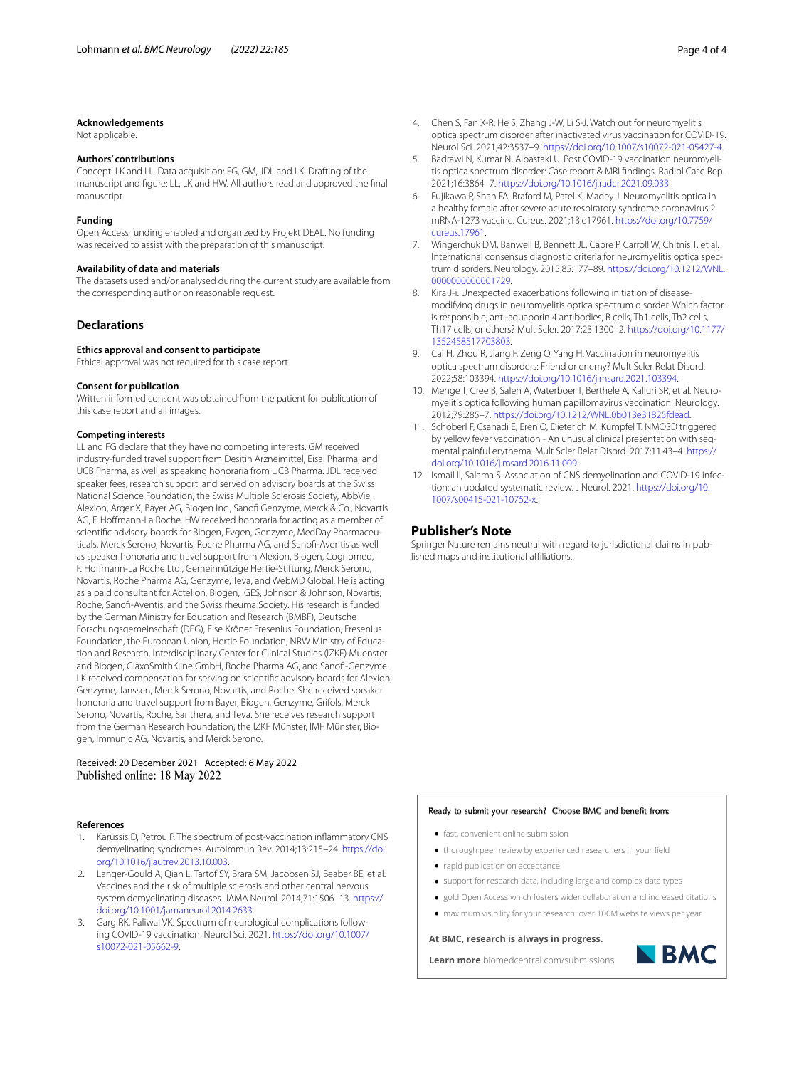### Acknowledgements

Not applicable.

### Authors' contributions

Concept: LK and LL. Data acquisition: FG, GM, JDL and LK. Drafting of the manuscript and figure: LL, LK and HW. All authors read and approved the final manuscript.

### Funding

Open Access funding enabled and organized by Projekt DEAL. No funding was received to assist with the preparation of this manuscript.

### Availability of data and materials

The datasets used and/or analysed during the current study are available from the corresponding author on reasonable request.

## Declarations

### Ethics approval and consent to participate

Ethical approval was not required for this case report.

### Consent for publication

Written informed consent was obtained from the patient for publication of this case report and all images.

### Competing interests

LL and FG declare that they have no competing interests. GM received industry-funded travel support from Desitin Arzneimittel, Eisai Pharma, and UCB Pharma, as well as speaking honoraria from UCB Pharma. JDL received speaker fees, research support, and served on advisory boards at the Swiss National Science Foundation, the Swiss Multiple Sclerosis Society, AbbVie, Alexion, ArgenX, Bayer AG, Biogen Inc., Sanofi Genzyme, Merck & Co., Novartis AG, F. Hoffmann-La Roche. HW received honoraria for acting as a member of scientific advisory boards for Biogen, Evgen, Genzyme, MedDay Pharmaceuticals, Merck Serono, Novartis, Roche Pharma AG, and Sanofi-Aventis as well as speaker honoraria and travel support from Alexion, Biogen, Cognomed, F. Hoffmann-La Roche Ltd., Gemeinnützige Hertie-Stiftung, Merck Serono, Novartis, Roche Pharma AG, Genzyme, Teva, and WebMD Global. He is acting as a paid consultant for Actelion, Biogen, IGES, Johnson & Johnson, Novartis, Roche, Sanofi-Aventis, and the Swiss rheuma Society. His research is funded by the German Ministry for Education and Research (BMBF), Deutsche Forschungsgemeinschaft (DFG), Else Kröner Fresenius Foundation, Fresenius Foundation, the European Union, Hertie Foundation, NRW Ministry of Education and Research, Interdisciplinary Center for Clinical Studies (IZKF) Muenster and Biogen, GlaxoSmithKline GmbH, Roche Pharma AG, and Sanofi-Genzyme. LK received compensation for serving on scientific advisory boards for Alexion, Genzyme, Janssen, Merck Serono, Novartis, and Roche. She received speaker honoraria and travel support from Bayer, Biogen, Genzyme, Grifols, Merck Serono, Novartis, Roche, Santhera, and Teva. She receives research support from the German Research Foundation, the IZKF Münster, IMF Münster, Biogen, Immunic AG, Novartis, and Merck Serono.

Received: 20 December 2021 Accepted: 6 May 2022
Published online: 18 May 2022

### References

1. Karussis D, Petrou P. The spectrum of post-vaccination inflammatory CNS demyelinating syndromes. Autoimmun Rev. 2014;13:215–24. https://doi.org/10.1016/j.autrev.2013.10.003.
2. Langer-Gould A, Qian L, Tartof SY, Brara SM, Jacobsen SJ, Beaber BE, et al. Vaccines and the risk of multiple sclerosis and other central nervous system demyelinating diseases. JAMA Neurol. 2014;71:1506–13. https://doi.org/10.1001/jamaneurol.2014.2633.
3. Garg RK, Paliwal VK. Spectrum of neurological complications following COVID-19 vaccination. Neurol Sci. 2021. https://doi.org/10.1007/s10072-021-05662-9.
4. Chen S, Fan X-R, He S, Zhang J-W, Li S-J. Watch out for neuromyelitis optica spectrum disorder after inactivated virus vaccination for COVID-19. Neurol Sci. 2021;42:3537–9. https://doi.org/10.1007/s10072-021-05427-4.
5. Badrawi N, Kumar N, Albastaki U. Post COVID-19 vaccination neuromyelitis optica spectrum disorder: Case report & MRI findings. Radiol Case Rep. 2021;16:3864–7. https://doi.org/10.1016/j.radcr.2021.09.033.
6. Fujikawa P, Shah FA, Braford M, Patel K, Madey J. Neuromyelitis optica in a healthy female after severe acute respiratory syndrome coronavirus 2 mRNA-1273 vaccine. Cureus. 2021;13:e17961. https://doi.org/10.7759/cureus.17961.
7. Wingerchuk DM, Banwell B, Bennett JL, Cabre P, Carroll W, Chitnis T, et al. International consensus diagnostic criteria for neuromyelitis optica spectrum disorders. Neurology. 2015;85:177–89. https://doi.org/10.1212/WNL.0000000000001729.
8. Kira J-i. Unexpected exacerbations following initiation of disease-modifying drugs in neuromyelitis optica spectrum disorder: Which factor is responsible, anti-aquaporin 4 antibodies, B cells, Th1 cells, Th2 cells, Th17 cells, or others? Mult Scler. 2017;23:1300–2. https://doi.org/10.1177/1352458517703803.
9. Cai H, Zhou R, Jiang F, Zeng Q, Yang H. Vaccination in neuromyelitis optica spectrum disorders: Friend or enemy? Mult Scler Relat Disord. 2022;58:103394. https://doi.org/10.1016/j.msard.2021.103394.
10. Menge T, Cree B, Saleh A, Waterboer T, Berthele A, Kalluri SR, et al. Neuromyelitis optica following human papillomavirus vaccination. Neurology. 2012;79:285–7. https://doi.org/10.1212/WNL.0b013e31825fdead.
11. Schöberl F, Csanadi E, Eren O, Dieterich M, Kümpfel T. NMOSD triggered by yellow fever vaccination - An unusual clinical presentation with segmental painful erythema. Mult Scler Relat Disord. 2017;11:43–4. https://doi.org/10.1016/j.msard.2016.11.009.
12. Ismail II, Salama S. Association of CNS demyelination and COVID-19 infection: an updated systematic review. J Neurol. 2021. https://doi.org/10.1007/s00415-021-10752-x.

## Publisher's Note

Springer Nature remains neutral with regard to jurisdictional claims in published maps and institutional affiliations.

Ready to submit your research? Choose BMC and benefit from:

- fast, convenient online submission
- thorough peer review by experienced researchers in your field
- rapid publication on acceptance
- support for research data, including large and complex data types
- gold Open Access which fosters wider collaboration and increased citations
- maximum visibility for your research: over 100M website views per year

**At BMC, research is always in progress.**

**Learn more** biomedcentral.com/submissions